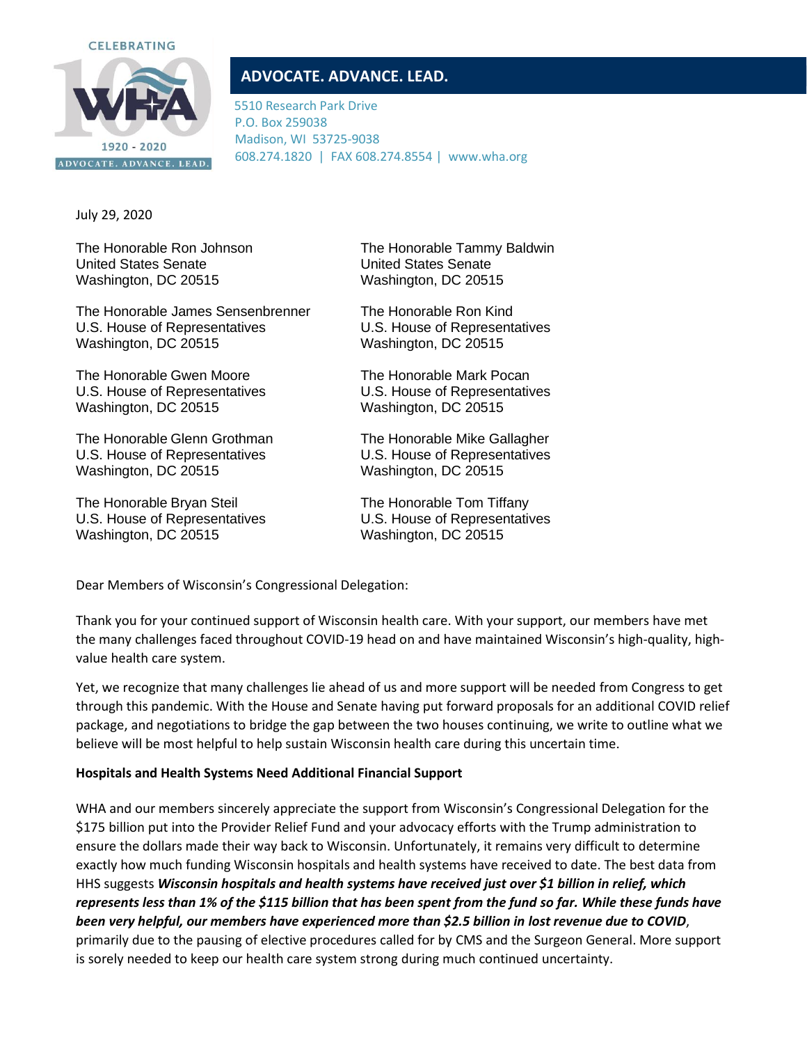CELEBRATING

1920 - 2020

ADVOCATE. ADVANCE. LEAD.

**ADVOCATE. ADVANCE. LEAD.**

5510 Research Park Drive
P.O. Box 259038
Madison, WI 53725-9038
608.274.1820 | FAX 608.274.8554 | www.wha.org

July 29, 2020

The Honorable Ron Johnson
United States Senate
Washington, DC 20515

The Honorable Tammy Baldwin
United States Senate
Washington, DC 20515

The Honorable James Sensenbrenner
U.S. House of Representatives
Washington, DC 20515

The Honorable Ron Kind
U.S. House of Representatives
Washington, DC 20515

The Honorable Gwen Moore
U.S. House of Representatives
Washington, DC 20515

The Honorable Mark Pocan
U.S. House of Representatives
Washington, DC 20515

The Honorable Glenn Grothman
U.S. House of Representatives
Washington, DC 20515

The Honorable Mike Gallagher
U.S. House of Representatives
Washington, DC 20515

The Honorable Bryan Steil
U.S. House of Representatives
Washington, DC 20515

The Honorable Tom Tiffany
U.S. House of Representatives
Washington, DC 20515

Dear Members of Wisconsin's Congressional Delegation:

Thank you for your continued support of Wisconsin health care. With your support, our members have met the many challenges faced throughout COVID-19 head on and have maintained Wisconsin's high-quality, high-value health care system.

Yet, we recognize that many challenges lie ahead of us and more support will be needed from Congress to get through this pandemic. With the House and Senate having put forward proposals for an additional COVID relief package, and negotiations to bridge the gap between the two houses continuing, we write to outline what we believe will be most helpful to help sustain Wisconsin health care during this uncertain time.

**Hospitals and Health Systems Need Additional Financial Support**

WHA and our members sincerely appreciate the support from Wisconsin's Congressional Delegation for the $175 billion put into the Provider Relief Fund and your advocacy efforts with the Trump administration to ensure the dollars made their way back to Wisconsin. Unfortunately, it remains very difficult to determine exactly how much funding Wisconsin hospitals and health systems have received to date. The best data from HHS suggests ***Wisconsin hospitals and health systems have received just over $1 billion in relief, which represents less than 1% of the $115 billion that has been spent from the fund so far. While these funds have been very helpful, our members have experienced more than $2.5 billion in lost revenue due to COVID***, primarily due to the pausing of elective procedures called for by CMS and the Surgeon General. More support is sorely needed to keep our health care system strong during much continued uncertainty.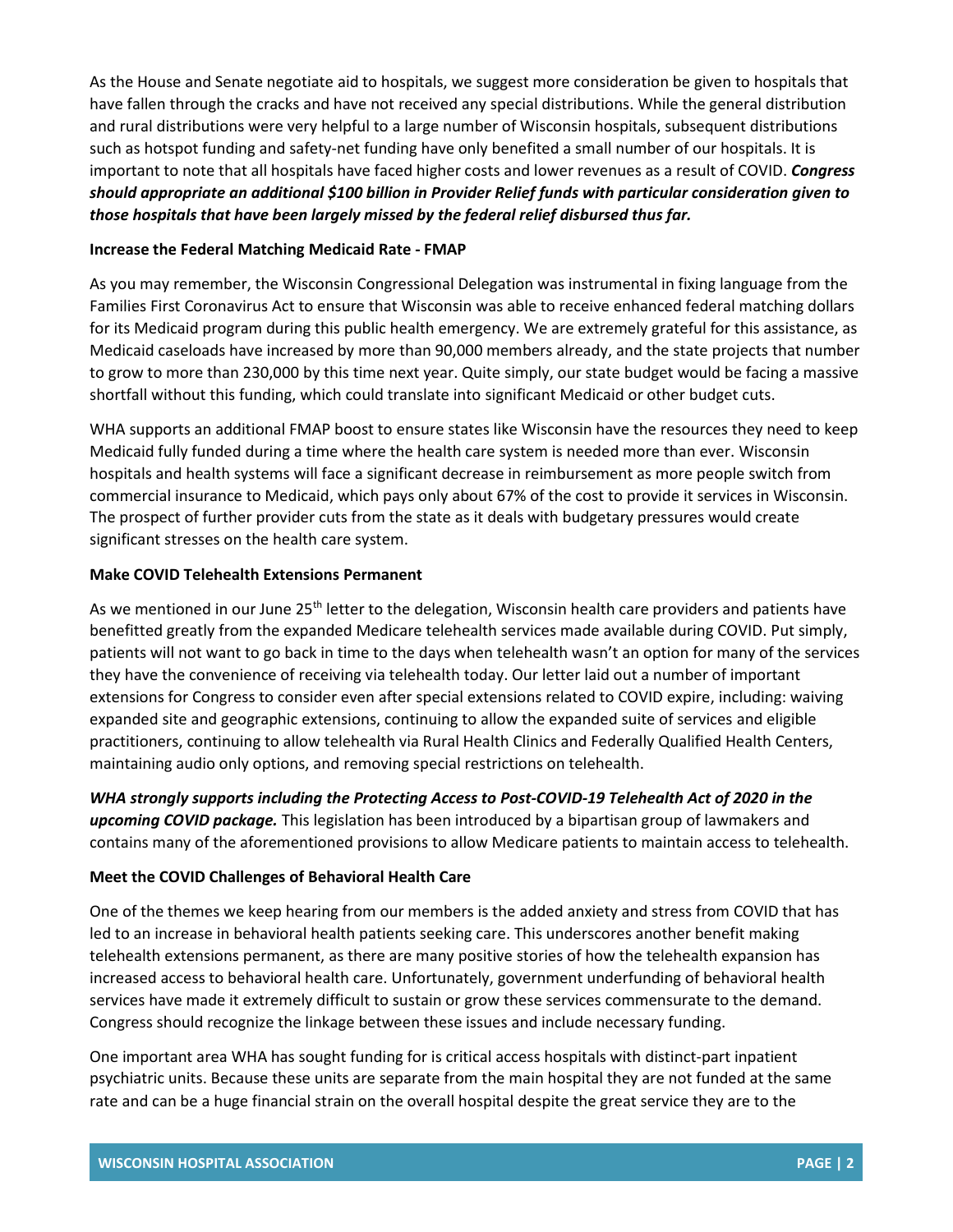As the House and Senate negotiate aid to hospitals, we suggest more consideration be given to hospitals that have fallen through the cracks and have not received any special distributions. While the general distribution and rural distributions were very helpful to a large number of Wisconsin hospitals, subsequent distributions such as hotspot funding and safety-net funding have only benefited a small number of our hospitals. It is important to note that all hospitals have faced higher costs and lower revenues as a result of COVID. ***Congress should appropriate an additional $100 billion in Provider Relief funds with particular consideration given to those hospitals that have been largely missed by the federal relief disbursed thus far.***

**Increase the Federal Matching Medicaid Rate - FMAP**

As you may remember, the Wisconsin Congressional Delegation was instrumental in fixing language from the Families First Coronavirus Act to ensure that Wisconsin was able to receive enhanced federal matching dollars for its Medicaid program during this public health emergency. We are extremely grateful for this assistance, as Medicaid caseloads have increased by more than 90,000 members already, and the state projects that number to grow to more than 230,000 by this time next year. Quite simply, our state budget would be facing a massive shortfall without this funding, which could translate into significant Medicaid or other budget cuts.

WHA supports an additional FMAP boost to ensure states like Wisconsin have the resources they need to keep Medicaid fully funded during a time where the health care system is needed more than ever. Wisconsin hospitals and health systems will face a significant decrease in reimbursement as more people switch from commercial insurance to Medicaid, which pays only about 67% of the cost to provide it services in Wisconsin. The prospect of further provider cuts from the state as it deals with budgetary pressures would create significant stresses on the health care system.

**Make COVID Telehealth Extensions Permanent**

As we mentioned in our June 25th letter to the delegation, Wisconsin health care providers and patients have benefitted greatly from the expanded Medicare telehealth services made available during COVID. Put simply, patients will not want to go back in time to the days when telehealth wasn't an option for many of the services they have the convenience of receiving via telehealth today. Our letter laid out a number of important extensions for Congress to consider even after special extensions related to COVID expire, including: waiving expanded site and geographic extensions, continuing to allow the expanded suite of services and eligible practitioners, continuing to allow telehealth via Rural Health Clinics and Federally Qualified Health Centers, maintaining audio only options, and removing special restrictions on telehealth.

***WHA strongly supports including the Protecting Access to Post-COVID-19 Telehealth Act of 2020 in the upcoming COVID package.*** This legislation has been introduced by a bipartisan group of lawmakers and contains many of the aforementioned provisions to allow Medicare patients to maintain access to telehealth.

**Meet the COVID Challenges of Behavioral Health Care**

One of the themes we keep hearing from our members is the added anxiety and stress from COVID that has led to an increase in behavioral health patients seeking care. This underscores another benefit making telehealth extensions permanent, as there are many positive stories of how the telehealth expansion has increased access to behavioral health care. Unfortunately, government underfunding of behavioral health services have made it extremely difficult to sustain or grow these services commensurate to the demand. Congress should recognize the linkage between these issues and include necessary funding.

One important area WHA has sought funding for is critical access hospitals with distinct-part inpatient psychiatric units. Because these units are separate from the main hospital they are not funded at the same rate and can be a huge financial strain on the overall hospital despite the great service they are to the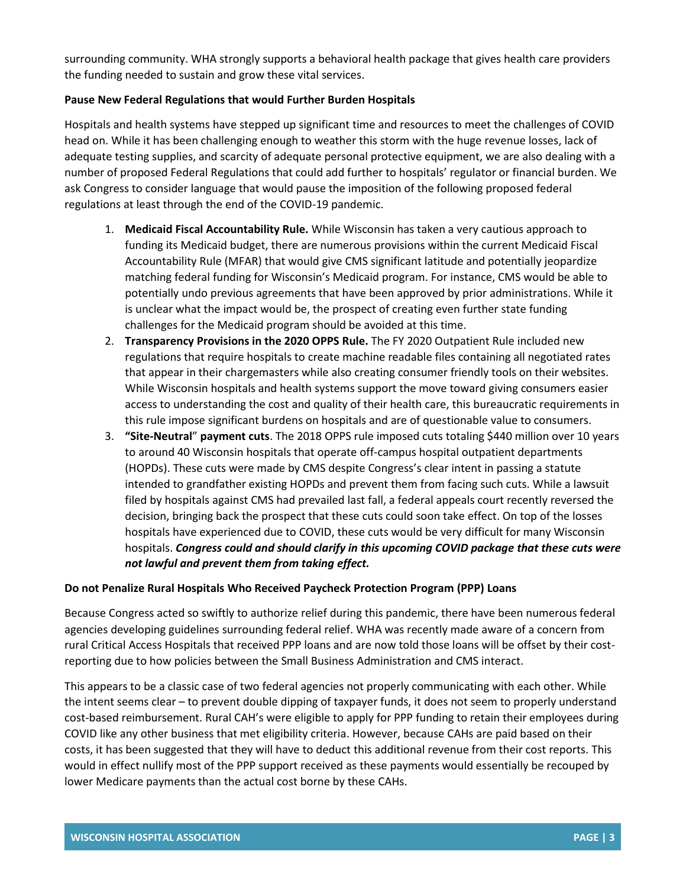surrounding community. WHA strongly supports a behavioral health package that gives health care providers the funding needed to sustain and grow these vital services.

**Pause New Federal Regulations that would Further Burden Hospitals**

Hospitals and health systems have stepped up significant time and resources to meet the challenges of COVID head on. While it has been challenging enough to weather this storm with the huge revenue losses, lack of adequate testing supplies, and scarcity of adequate personal protective equipment, we are also dealing with a number of proposed Federal Regulations that could add further to hospitals' regulator or financial burden. We ask Congress to consider language that would pause the imposition of the following proposed federal regulations at least through the end of the COVID-19 pandemic.

1. **Medicaid Fiscal Accountability Rule.** While Wisconsin has taken a very cautious approach to funding its Medicaid budget, there are numerous provisions within the current Medicaid Fiscal Accountability Rule (MFAR) that would give CMS significant latitude and potentially jeopardize matching federal funding for Wisconsin's Medicaid program. For instance, CMS would be able to potentially undo previous agreements that have been approved by prior administrations. While it is unclear what the impact would be, the prospect of creating even further state funding challenges for the Medicaid program should be avoided at this time.
2. **Transparency Provisions in the 2020 OPPS Rule.** The FY 2020 Outpatient Rule included new regulations that require hospitals to create machine readable files containing all negotiated rates that appear in their chargemasters while also creating consumer friendly tools on their websites. While Wisconsin hospitals and health systems support the move toward giving consumers easier access to understanding the cost and quality of their health care, this bureaucratic requirements in this rule impose significant burdens on hospitals and are of questionable value to consumers.
3. **"Site-Neutral" payment cuts**. The 2018 OPPS rule imposed cuts totaling $440 million over 10 years to around 40 Wisconsin hospitals that operate off-campus hospital outpatient departments (HOPDs). These cuts were made by CMS despite Congress's clear intent in passing a statute intended to grandfather existing HOPDs and prevent them from facing such cuts. While a lawsuit filed by hospitals against CMS had prevailed last fall, a federal appeals court recently reversed the decision, bringing back the prospect that these cuts could soon take effect. On top of the losses hospitals have experienced due to COVID, these cuts would be very difficult for many Wisconsin hospitals. ***Congress could and should clarify in this upcoming COVID package that these cuts were not lawful and prevent them from taking effect.***

**Do not Penalize Rural Hospitals Who Received Paycheck Protection Program (PPP) Loans**

Because Congress acted so swiftly to authorize relief during this pandemic, there have been numerous federal agencies developing guidelines surrounding federal relief. WHA was recently made aware of a concern from rural Critical Access Hospitals that received PPP loans and are now told those loans will be offset by their cost-reporting due to how policies between the Small Business Administration and CMS interact.

This appears to be a classic case of two federal agencies not properly communicating with each other. While the intent seems clear – to prevent double dipping of taxpayer funds, it does not seem to properly understand cost-based reimbursement. Rural CAH's were eligible to apply for PPP funding to retain their employees during COVID like any other business that met eligibility criteria. However, because CAHs are paid based on their costs, it has been suggested that they will have to deduct this additional revenue from their cost reports. This would in effect nullify most of the PPP support received as these payments would essentially be recouped by lower Medicare payments than the actual cost borne by these CAHs.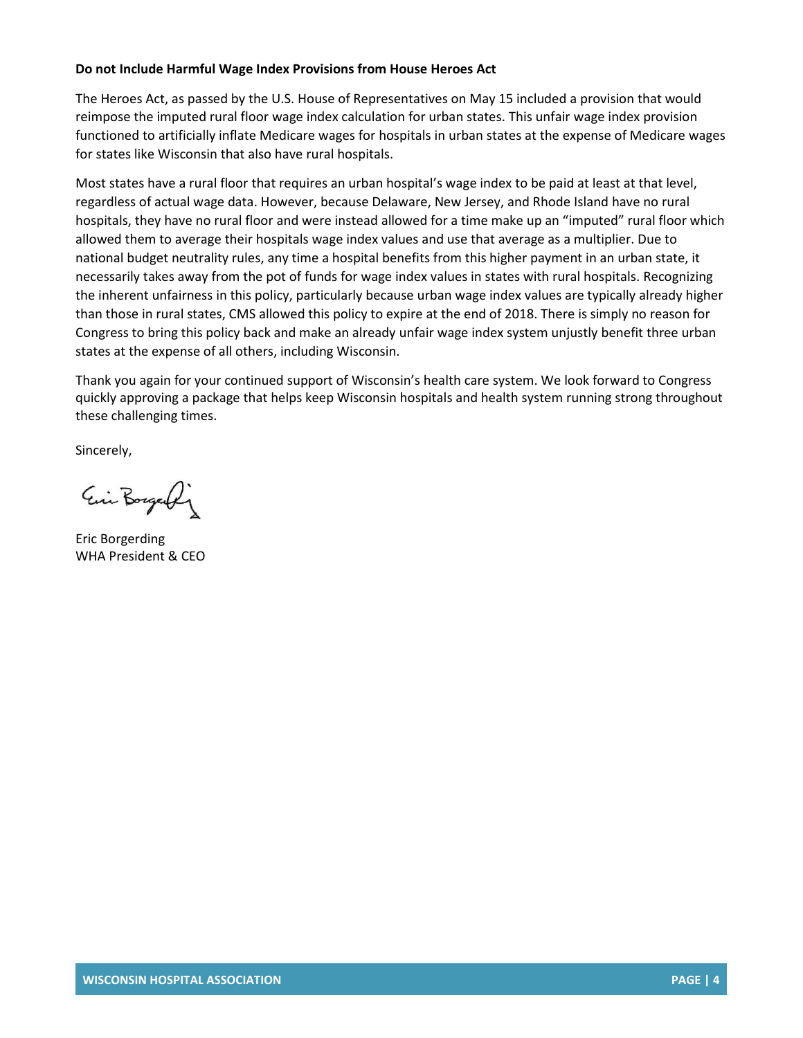**Do not Include Harmful Wage Index Provisions from House Heroes Act**

The Heroes Act, as passed by the U.S. House of Representatives on May 15 included a provision that would reimpose the imputed rural floor wage index calculation for urban states. This unfair wage index provision functioned to artificially inflate Medicare wages for hospitals in urban states at the expense of Medicare wages for states like Wisconsin that also have rural hospitals.

Most states have a rural floor that requires an urban hospital's wage index to be paid at least at that level, regardless of actual wage data. However, because Delaware, New Jersey, and Rhode Island have no rural hospitals, they have no rural floor and were instead allowed for a time make up an "imputed" rural floor which allowed them to average their hospitals wage index values and use that average as a multiplier. Due to national budget neutrality rules, any time a hospital benefits from this higher payment in an urban state, it necessarily takes away from the pot of funds for wage index values in states with rural hospitals. Recognizing the inherent unfairness in this policy, particularly because urban wage index values are typically already higher than those in rural states, CMS allowed this policy to expire at the end of 2018. There is simply no reason for Congress to bring this policy back and make an already unfair wage index system unjustly benefit three urban states at the expense of all others, including Wisconsin.

Thank you again for your continued support of Wisconsin's health care system. We look forward to Congress quickly approving a package that helps keep Wisconsin hospitals and health system running strong throughout these challenging times.

Sincerely,

Eric Borgerding
WHA President & CEO